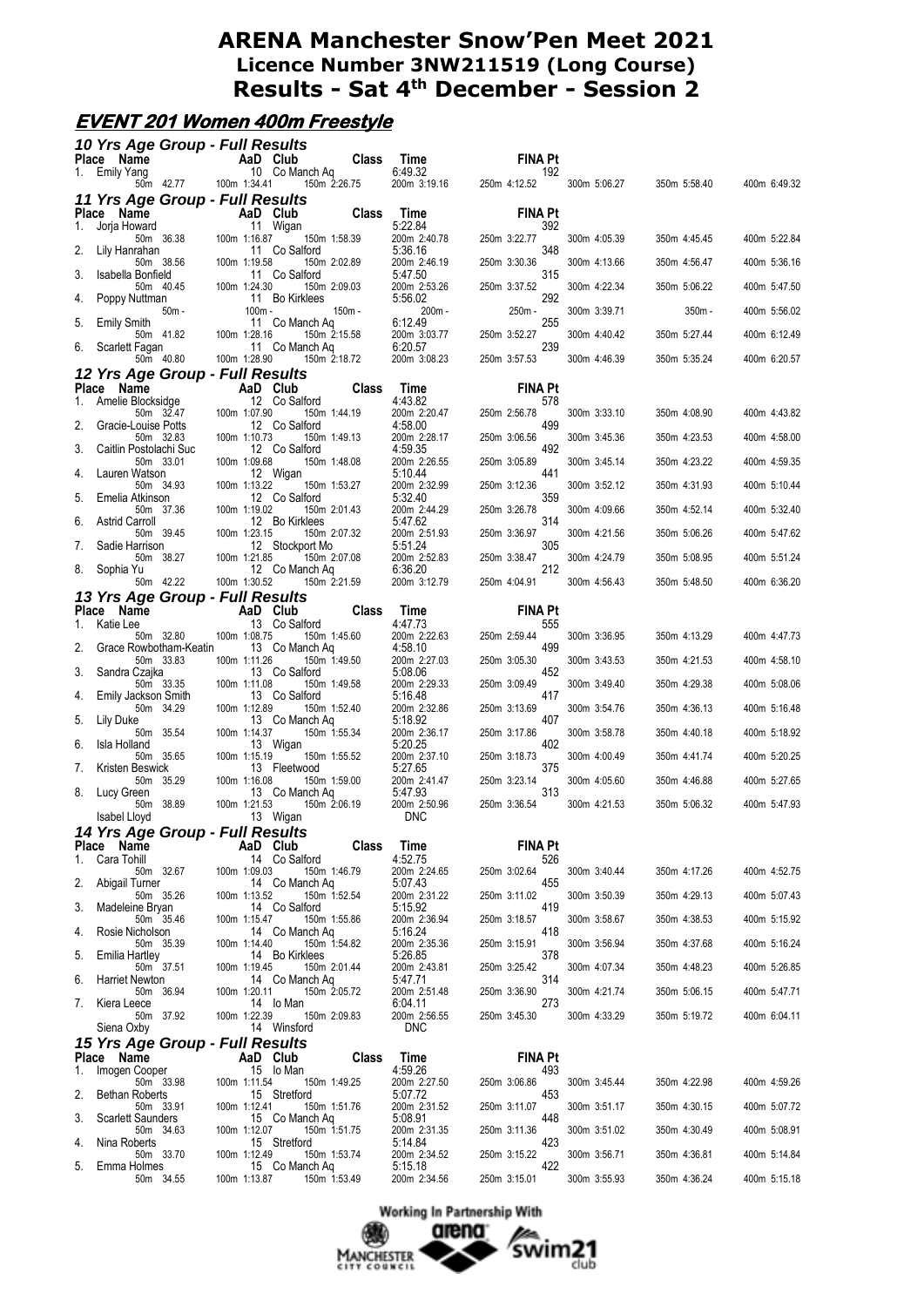# ARENA Manchester Snow'Pen Meet 2021

## Licence Number 3NW211519 (Long Course)

## Results - Sat 4th December - Session 2

### EVENT 201 Women 400m Freestyle

#### 10 Yrs Age Group - Full Results

| Place | Name | AaD | Club | Class | Time | FINA Pt |
|---|---|---|---|---|---|---|
| 1. | Emily Yang | 10 | Co Manch Aq | | 6:49.32 | 192 |

50m 42.77 | 100m 1:34.41 | 150m 2:26.75 | 200m 3:19.16 | 250m 4:12.52 | 300m 5:06.27 | 350m 5:58.40 | 400m 6:49.32

#### 11 Yrs Age Group - Full Results

| Place | Name | AaD | Club | Class | Time | FINA Pt |
|---|---|---|---|---|---|---|
| 1. | Jorja Howard | 11 | Wigan | | 5:22.84 | 392 |
| | 50m 36.38 / 100m 1:16.87 / 150m 1:58.39 / 200m 2:40.78 / 250m 3:22.77 / 300m 4:05.39 / 350m 4:45.45 / 400m 5:22.84 | | | | | |
| 2. | Lily Hanrahan | 11 | Co Salford | | 5:36.16 | 348 |
| | 50m 38.56 / 100m 1:19.58 / 150m 2:02.89 / 200m 2:46.19 / 250m 3:30.36 / 300m 4:13.66 / 350m 4:56.47 / 400m 5:36.16 | | | | | |
| 3. | Isabella Bonfield | 11 | Co Salford | | 5:47.50 | 315 |
| | 50m 40.45 / 100m 1:24.30 / 150m 2:09.03 / 200m 2:53.26 / 250m 3:37.52 / 300m 4:22.34 / 350m 5:06.22 / 400m 5:47.50 | | | | | |
| 4. | Poppy Nuttman | 11 | Bo Kirklees | | 5:56.02 | 292 |
| | 50m - / 100m - / 150m - / 200m - / 250m - / 300m 3:39.71 / 350m - / 400m 5:56.02 | | | | | |
| 5. | Emily Smith | 11 | Co Manch Aq | | 6:12.49 | 255 |
| | 50m 41.82 / 100m 1:28.16 / 150m 2:15.58 / 200m 3:03.77 / 250m 3:52.27 / 300m 4:40.42 / 350m 5:27.44 / 400m 6:12.49 | | | | | |
| 6. | Scarlett Fagan | 11 | Co Manch Aq | | 6:20.57 | 239 |
| | 50m 40.80 / 100m 1:28.90 / 150m 2:18.72 / 200m 3:08.23 / 250m 3:57.53 / 300m 4:46.39 / 350m 5:35.24 / 400m 6:20.57 | | | | | |

#### 12 Yrs Age Group - Full Results

| Place | Name | AaD | Club | Class | Time | FINA Pt |
|---|---|---|---|---|---|---|
| 1. | Amelie Blocksidge | 12 | Co Salford | | 4:43.82 | 578 |
| | 50m 32.47 / 100m 1:07.90 / 150m 1:44.19 / 200m 2:20.47 / 250m 2:56.78 / 300m 3:33.10 / 350m 4:08.90 / 400m 4:43.82 | | | | | |
| 2. | Gracie-Louise Potts | 12 | Co Salford | | 4:58.00 | 499 |
| | 50m 32.83 / 100m 1:10.73 / 150m 1:49.13 / 200m 2:28.17 / 250m 3:06.56 / 300m 3:45.36 / 350m 4:23.53 / 400m 4:58.00 | | | | | |
| 3. | Caitlin Postolachi Suc | 12 | Co Salford | | 4:59.35 | 492 |
| | 50m 33.01 / 100m 1:09.68 / 150m 1:48.08 / 200m 2:26.55 / 250m 3:05.89 / 300m 3:45.14 / 350m 4:23.22 / 400m 4:59.35 | | | | | |
| 4. | Lauren Watson | 12 | Wigan | | 5:10.44 | 441 |
| | 50m 34.93 / 100m 1:13.22 / 150m 1:53.27 / 200m 2:32.99 / 250m 3:12.36 / 300m 3:52.12 / 350m 4:31.93 / 400m 5:10.44 | | | | | |
| 5. | Emelia Atkinson | 12 | Co Salford | | 5:32.40 | 359 |
| | 50m 37.36 / 100m 1:19.02 / 150m 2:01.43 / 200m 2:44.29 / 250m 3:26.78 / 300m 4:09.66 / 350m 4:52.14 / 400m 5:32.40 | | | | | |
| 6. | Astrid Carroll | 12 | Bo Kirklees | | 5:47.62 | 314 |
| | 50m 39.45 / 100m 1:23.15 / 150m 2:07.32 / 200m 2:51.93 / 250m 3:36.97 / 300m 4:21.56 / 350m 5:06.26 / 400m 5:47.62 | | | | | |
| 7. | Sadie Harrison | 12 | Stockport Mo | | 5:51.24 | 305 |
| | 50m 38.27 / 100m 1:21.85 / 150m 2:07.08 / 200m 2:52.83 / 250m 3:38.47 / 300m 4:24.79 / 350m 5:08.95 / 400m 5:51.24 | | | | | |
| 8. | Sophia Yu | 12 | Co Manch Aq | | 6:36.20 | 212 |
| | 50m 42.22 / 100m 1:30.52 / 150m 2:21.59 / 200m 3:12.79 / 250m 4:04.91 / 300m 4:56.43 / 350m 5:48.50 / 400m 6:36.20 | | | | | |

#### 13 Yrs Age Group - Full Results

| Place | Name | AaD | Club | Class | Time | FINA Pt |
|---|---|---|---|---|---|---|
| 1. | Katie Lee | 13 | Co Salford | | 4:47.73 | 555 |
| | 50m 32.80 / 100m 1:08.75 / 150m 1:45.60 / 200m 2:22.63 / 250m 2:59.44 / 300m 3:36.95 / 350m 4:13.29 / 400m 4:47.73 | | | | | |
| 2. | Grace Rowbotham-Keatin | 13 | Co Manch Aq | | 4:58.10 | 499 |
| | 50m 33.83 / 100m 1:11.26 / 150m 1:49.50 / 200m 2:27.03 / 250m 3:05.30 / 300m 3:43.53 / 350m 4:21.53 / 400m 4:58.10 | | | | | |
| 3. | Sandra Czajka | 13 | Co Salford | | 5:08.06 | 452 |
| | 50m 33.35 / 100m 1:11.08 / 150m 1:49.58 / 200m 2:29.33 / 250m 3:09.49 / 300m 3:49.40 / 350m 4:29.38 / 400m 5:08.06 | | | | | |
| 4. | Emily Jackson Smith | 13 | Co Salford | | 5:16.48 | 417 |
| | 50m 34.29 / 100m 1:12.89 / 150m 1:52.40 / 200m 2:32.86 / 250m 3:13.69 / 300m 3:54.76 / 350m 4:36.13 / 400m 5:16.48 | | | | | |
| 5. | Lily Duke | 13 | Co Manch Aq | | 5:18.92 | 407 |
| | 50m 35.54 / 100m 1:14.37 / 150m 1:55.34 / 200m 2:36.17 / 250m 3:17.86 / 300m 3:58.78 / 350m 4:40.18 / 400m 5:18.92 | | | | | |
| 6. | Isla Holland | 13 | Wigan | | 5:20.25 | 402 |
| | 50m 35.65 / 100m 1:15.19 / 150m 1:55.52 / 200m 2:37.10 / 250m 3:18.73 / 300m 4:00.49 / 350m 4:41.74 / 400m 5:20.25 | | | | | |
| 7. | Kristen Beswick | 13 | Fleetwood | | 5:27.65 | 375 |
| | 50m 35.29 / 100m 1:16.08 / 150m 1:59.00 / 200m 2:41.47 / 250m 3:23.14 / 300m 4:05.60 / 350m 4:46.88 / 400m 5:27.65 | | | | | |
| 8. | Lucy Green | 13 | Co Manch Aq | | 5:47.93 | 313 |
| | 50m 38.89 / 100m 1:21.53 / 150m 2:06.19 / 200m 2:50.96 / 250m 3:36.54 / 300m 4:21.53 / 350m 5:06.32 / 400m 5:47.93 | | | | | |
| | Isabel Lloyd | 13 | Wigan | | DNC | |

#### 14 Yrs Age Group - Full Results

| Place | Name | AaD | Club | Class | Time | FINA Pt |
|---|---|---|---|---|---|---|
| 1. | Cara Tohill | 14 | Co Salford | | 4:52.75 | 526 |
| | 50m 32.67 / 100m 1:09.03 / 150m 1:46.79 / 200m 2:24.65 / 250m 3:02.64 / 300m 3:40.44 / 350m 4:17.26 / 400m 4:52.75 | | | | | |
| 2. | Abigail Turner | 14 | Co Manch Aq | | 5:07.43 | 455 |
| | 50m 35.26 / 100m 1:13.52 / 150m 1:52.54 / 200m 2:31.22 / 250m 3:11.02 / 300m 3:50.39 / 350m 4:29.13 / 400m 5:07.43 | | | | | |
| 3. | Madeleine Bryan | 14 | Co Salford | | 5:15.92 | 419 |
| | 50m 35.46 / 100m 1:15.47 / 150m 1:55.86 / 200m 2:36.94 / 250m 3:18.57 / 300m 3:58.67 / 350m 4:38.53 / 400m 5:15.92 | | | | | |
| 4. | Rosie Nicholson | 14 | Co Manch Aq | | 5:16.24 | 418 |
| | 50m 35.39 / 100m 1:14.40 / 150m 1:54.82 / 200m 2:35.36 / 250m 3:15.91 / 300m 3:56.94 / 350m 4:37.68 / 400m 5:16.24 | | | | | |
| 5. | Emilia Hartley | 14 | Bo Kirklees | | 5:26.85 | 378 |
| | 50m 37.51 / 100m 1:19.45 / 150m 2:01.44 / 200m 2:43.81 / 250m 3:25.42 / 300m 4:07.34 / 350m 4:48.23 / 400m 5:26.85 | | | | | |
| 6. | Harriet Newton | 14 | Co Manch Aq | | 5:47.71 | 314 |
| | 50m 36.94 / 100m 1:20.11 / 150m 2:05.72 / 200m 2:51.48 / 250m 3:36.90 / 300m 4:21.74 / 350m 5:06.15 / 400m 5:47.71 | | | | | |
| 7. | Kiera Leece | 14 | Io Man | | 6:04.11 | 273 |
| | 50m 37.92 / 100m 1:22.39 / 150m 2:09.83 / 200m 2:56.55 / 250m 3:45.30 / 300m 4:33.29 / 350m 5:19.72 / 400m 6:04.11 | | | | | |
| | Siena Oxby | 14 | Winsford | | DNC | |

#### 15 Yrs Age Group - Full Results

| Place | Name | AaD | Club | Class | Time | FINA Pt |
|---|---|---|---|---|---|---|
| 1. | Imogen Cooper | 15 | Io Man | | 4:59.26 | 493 |
| | 50m 33.98 / 100m 1:11.54 / 150m 1:49.25 / 200m 2:27.50 / 250m 3:06.86 / 300m 3:45.44 / 350m 4:22.98 / 400m 4:59.26 | | | | | |
| 2. | Bethan Roberts | 15 | Stretford | | 5:07.72 | 453 |
| | 50m 33.91 / 100m 1:12.41 / 150m 1:51.76 / 200m 2:31.52 / 250m 3:11.07 / 300m 3:51.17 / 350m 4:30.15 / 400m 5:07.72 | | | | | |
| 3. | Scarlett Saunders | 15 | Co Manch Aq | | 5:08.91 | 448 |
| | 50m 34.63 / 100m 1:12.07 / 150m 1:51.75 / 200m 2:31.35 / 250m 3:11.36 / 300m 3:51.02 / 350m 4:30.49 / 400m 5:08.91 | | | | | |
| 4. | Nina Roberts | 15 | Stretford | | 5:14.84 | 423 |
| | 50m 33.70 / 100m 1:12.49 / 150m 1:53.74 / 200m 2:34.52 / 250m 3:15.22 / 300m 3:56.71 / 350m 4:36.81 / 400m 5:14.84 | | | | | |
| 5. | Emma Holmes | 15 | Co Manch Aq | | 5:15.18 | 422 |
| | 50m 34.55 / 100m 1:13.87 / 150m 1:53.49 / 200m 2:34.56 / 250m 3:15.01 / 300m 3:55.93 / 350m 4:36.24 / 400m 5:15.18 | | | | | |

Working In Partnership With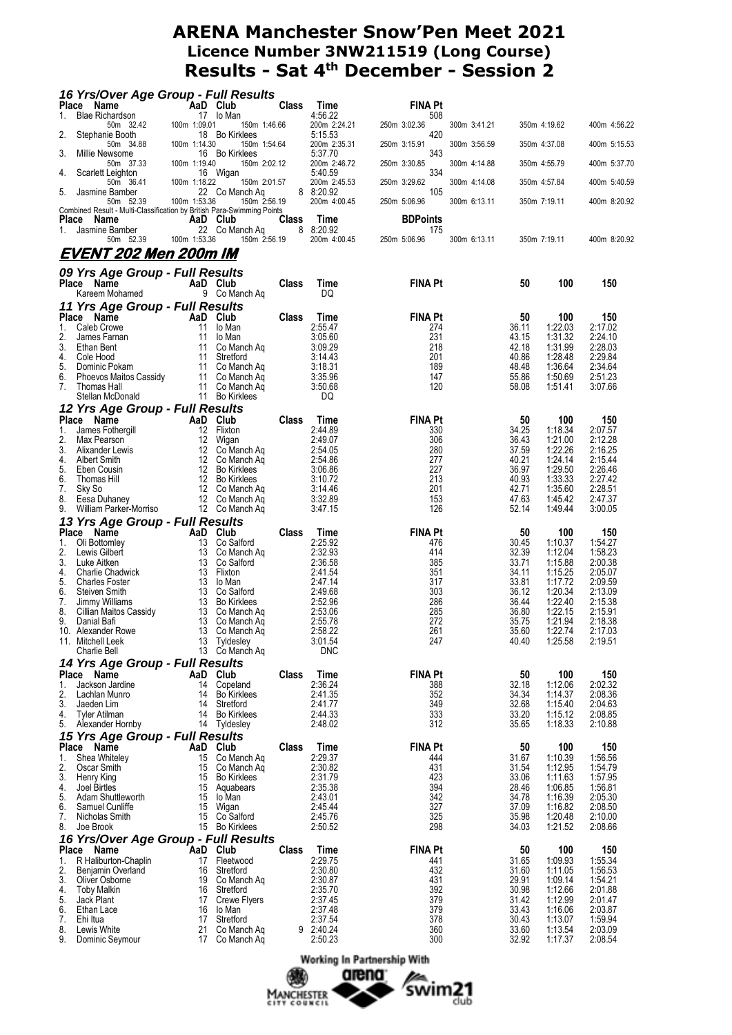# ARENA Manchester Snow'Pen Meet 2021
## Licence Number 3NW211519 (Long Course)
## Results - Sat 4th December - Session 2

### 16 Yrs/Over Age Group - Full Results

| Place | Name | AaD | Club | Class | Time | FINA Pt | | | | |
|---|---|---|---|---|---|---|---|---|---|---|
| 1. | Blae Richardson | 17 | Io Man | | 4:56.22 | 508 | | | | |
| | 50m 32.42 | 100m 1:09.01 | 150m 1:46.66 | | 200m 2:24.21 | 250m 3:02.36 | 300m 3:41.21 | 350m 4:19.62 | 400m 4:56.22 | |
| 2. | Stephanie Booth | 18 | Bo Kirklees | | 5:15.53 | 420 | | | | |
| | 50m 34.88 | 100m 1:14.30 | 150m 1:54.64 | | 200m 2:35.31 | 250m 3:15.91 | 300m 3:56.59 | 350m 4:37.08 | 400m 5:15.53 | |
| 3. | Millie Newsome | 16 | Bo Kirklees | | 5:37.70 | 343 | | | | |
| | 50m 37.33 | 100m 1:19.40 | 150m 2:02.12 | | 200m 2:46.72 | 250m 3:30.85 | 300m 4:14.88 | 350m 4:55.79 | 400m 5:37.70 | |
| 4. | Scarlett Leighton | 16 | Wigan | | 5:40.59 | 334 | | | | |
| | 50m 36.41 | 100m 1:18.22 | 150m 2:01.57 | | 200m 2:45.53 | 250m 3:29.62 | 300m 4:14.08 | 350m 4:57.84 | 400m 5:40.59 | |
| 5. | Jasmine Bamber | 22 | Co Manch Aq | 8 | 8:20.92 | 105 | | | | |
| | 50m 52.39 | 100m 1:53.36 | 150m 2:56.19 | | 200m 4:00.45 | 250m 5:06.96 | 300m 6:13.11 | 350m 7:19.11 | 400m 8:20.92 | |

Combined Result - Multi-Classification by British Para-Swimming Points

| Place | Name | AaD | Club | Class | Time | BDPoints | | | | |
|---|---|---|---|---|---|---|---|---|---|---|
| 1. | Jasmine Bamber | 22 | Co Manch Aq | 8 | 8:20.92 | 175 | | | | |
| | 50m 52.39 | 100m 1:53.36 | 150m 2:56.19 | | 200m 4:00.45 | 250m 5:06.96 | 300m 6:13.11 | 350m 7:19.11 | 400m 8:20.92 | |

## EVENT 202 Men 200m IM

### 09 Yrs Age Group - Full Results

| Place | Name | AaD | Club | Class | Time | FINA Pt | 50 | 100 | 150 |
|---|---|---|---|---|---|---|---|---|---|
| | Kareem Mohamed | 9 | Co Manch Aq | | DQ | | | | |

### 11 Yrs Age Group - Full Results

| Place | Name | AaD | Club | Class | Time | FINA Pt | 50 | 100 | 150 |
|---|---|---|---|---|---|---|---|---|---|
| 1. | Caleb Crowe | 11 | Io Man | | 2:55.47 | 274 | 36.11 | 1:22.03 | 2:17.02 |
| 2. | James Farnan | 11 | Io Man | | 3:05.60 | 231 | 43.15 | 1:31.32 | 2:24.10 |
| 3. | Ethan Bent | 11 | Co Manch Aq | | 3:09.29 | 218 | 42.18 | 1:31.99 | 2:28.03 |
| 4. | Cole Hood | 11 | Stretford | | 3:14.43 | 201 | 40.86 | 1:28.48 | 2:29.84 |
| 5. | Dominic Pokam | 11 | Co Manch Aq | | 3:18.31 | 189 | 48.48 | 1:36.64 | 2:34.64 |
| 6. | Phoevos Maitos Cassidy | 11 | Co Manch Aq | | 3:35.96 | 147 | 55.86 | 1:50.69 | 2:51.23 |
| 7. | Thomas Hall | 11 | Co Manch Aq | | 3:50.68 | 120 | 58.08 | 1:51.41 | 3:07.66 |
| | Stellan McDonald | 11 | Bo Kirklees | | DQ | | | | |

### 12 Yrs Age Group - Full Results

| Place | Name | AaD | Club | Class | Time | FINA Pt | 50 | 100 | 150 |
|---|---|---|---|---|---|---|---|---|---|
| 1. | James Fothergill | 12 | Flixton | | 2:44.89 | 330 | 34.25 | 1:18.34 | 2:07.57 |
| 2. | Max Pearson | 12 | Wigan | | 2:49.07 | 306 | 36.43 | 1:21.00 | 2:12.28 |
| 3. | Alixander Lewis | 12 | Co Manch Aq | | 2:54.05 | 280 | 37.59 | 1:22.26 | 2:16.25 |
| 4. | Albert Smith | 12 | Co Manch Aq | | 2:54.86 | 277 | 40.21 | 1:24.14 | 2:15.44 |
| 5. | Eben Cousin | 12 | Bo Kirklees | | 3:06.86 | 227 | 36.97 | 1:29.50 | 2:26.46 |
| 6. | Thomas Hill | 12 | Bo Kirklees | | 3:10.72 | 213 | 40.93 | 1:33.33 | 2:27.42 |
| 7. | Sky So | 12 | Co Manch Aq | | 3:14.46 | 201 | 42.71 | 1:35.60 | 2:28.51 |
| 8. | Eesa Duhaney | 12 | Co Manch Aq | | 3:32.89 | 153 | 47.63 | 1:45.42 | 2:47.37 |
| 9. | William Parker-Morriso | 12 | Co Manch Aq | | 3:47.15 | 126 | 52.14 | 1:49.44 | 3:00.05 |

### 13 Yrs Age Group - Full Results

| Place | Name | AaD | Club | Class | Time | FINA Pt | 50 | 100 | 150 |
|---|---|---|---|---|---|---|---|---|---|
| 1. | Oli Bottomley | 13 | Co Salford | | 2:25.92 | 476 | 30.45 | 1:10.37 | 1:54.27 |
| 2. | Lewis Gilbert | 13 | Co Manch Aq | | 2:32.93 | 414 | 32.39 | 1:12.04 | 1:58.23 |
| 3. | Luke Aitken | 13 | Co Salford | | 2:36.58 | 385 | 33.71 | 1:15.88 | 2:00.38 |
| 4. | Charlie Chadwick | 13 | Flixton | | 2:41.54 | 351 | 34.11 | 1:15.25 | 2:05.07 |
| 5. | Charles Foster | 13 | Io Man | | 2:47.14 | 317 | 33.81 | 1:17.72 | 2:09.59 |
| 6. | Steiven Smith | 13 | Co Salford | | 2:49.68 | 303 | 36.12 | 1:20.34 | 2:13.09 |
| 7. | Jimmy Williams | 13 | Bo Kirklees | | 2:52.96 | 286 | 36.44 | 1:22.40 | 2:15.38 |
| 8. | Cillian Maitos Cassidy | 13 | Co Manch Aq | | 2:53.06 | 285 | 36.80 | 1:22.15 | 2:15.91 |
| 9. | Danial Bafi | 13 | Co Manch Aq | | 2:55.78 | 272 | 35.75 | 1:21.94 | 2:18.38 |
| 10. | Alexander Rowe | 13 | Co Manch Aq | | 2:58.22 | 261 | 35.60 | 1:22.74 | 2:17.03 |
| 11. | Mitchell Leek | 13 | Tyldesley | | 3:01.54 | 247 | 40.40 | 1:25.58 | 2:19.51 |
| | Charlie Bell | 13 | Co Manch Aq | | DNC | | | | |

### 14 Yrs Age Group - Full Results

| Place | Name | AaD | Club | Class | Time | FINA Pt | 50 | 100 | 150 |
|---|---|---|---|---|---|---|---|---|---|
| 1. | Jackson Jardine | 14 | Copeland | | 2:36.24 | 388 | 32.18 | 1:12.06 | 2:02.32 |
| 2. | Lachlan Munro | 14 | Bo Kirklees | | 2:41.35 | 352 | 34.34 | 1:14.37 | 2:08.36 |
| 3. | Jaeden Lim | 14 | Stretford | | 2:41.77 | 349 | 32.68 | 1:15.40 | 2:04.63 |
| 4. | Tyler Atilman | 14 | Bo Kirklees | | 2:44.33 | 333 | 33.20 | 1:15.12 | 2:08.85 |
| 5. | Alexander Hornby | 14 | Tyldesley | | 2:48.02 | 312 | 35.65 | 1:18.33 | 2:10.88 |

### 15 Yrs Age Group - Full Results

| Place | Name | AaD | Club | Class | Time | FINA Pt | 50 | 100 | 150 |
|---|---|---|---|---|---|---|---|---|---|
| 1. | Shea Whiteley | 15 | Co Manch Aq | | 2:29.37 | 444 | 31.67 | 1:10.39 | 1:56.56 |
| 2. | Oscar Smith | 15 | Co Manch Aq | | 2:30.82 | 431 | 31.54 | 1:12.95 | 1:54.79 |
| 3. | Henry King | 15 | Bo Kirklees | | 2:31.79 | 423 | 33.06 | 1:11.63 | 1:57.95 |
| 4. | Joel Birtles | 15 | Aquabears | | 2:35.38 | 394 | 28.46 | 1:06.85 | 1:56.81 |
| 5. | Adam Shuttleworth | 15 | Io Man | | 2:43.01 | 342 | 34.78 | 1:16.39 | 2:05.30 |
| 6. | Samuel Cunliffe | 15 | Wigan | | 2:45.44 | 327 | 37.09 | 1:16.82 | 2:08.50 |
| 7. | Nicholas Smith | 15 | Co Salford | | 2:45.76 | 325 | 35.98 | 1:20.48 | 2:10.00 |
| 8. | Joe Brook | 15 | Bo Kirklees | | 2:50.52 | 298 | 34.03 | 1:21.52 | 2:08.66 |

### 16 Yrs/Over Age Group - Full Results

| Place | Name | AaD | Club | Class | Time | FINA Pt | 50 | 100 | 150 |
|---|---|---|---|---|---|---|---|---|---|
| 1. | R Haliburton-Chaplin | 17 | Fleetwood | | 2:29.75 | 441 | 31.65 | 1:09.93 | 1:55.34 |
| 2. | Benjamin Overland | 16 | Stretford | | 2:30.80 | 432 | 31.60 | 1:11.05 | 1:56.53 |
| 3. | Oliver Osborne | 19 | Co Manch Aq | | 2:30.87 | 431 | 29.91 | 1:09.14 | 1:54.21 |
| 4. | Toby Malkin | 16 | Stretford | | 2:35.70 | 392 | 30.98 | 1:12.66 | 2:01.88 |
| 5. | Jack Plant | 17 | Crewe Flyers | | 2:37.45 | 379 | 31.42 | 1:12.99 | 2:01.47 |
| 6. | Ethan Lace | 16 | Io Man | | 2:37.48 | 379 | 33.43 | 1:16.06 | 2:03.87 |
| 7. | Ehi Itua | 17 | Stretford | | 2:37.54 | 378 | 30.43 | 1:13.07 | 1:59.94 |
| 8. | Lewis White | 21 | Co Manch Aq | 9 | 2:40.24 | 360 | 33.60 | 1:13.54 | 2:03.09 |
| 9. | Dominic Seymour | 17 | Co Manch Aq | | 2:50.23 | 300 | 32.92 | 1:17.37 | 2:08.54 |

Working In Partnership With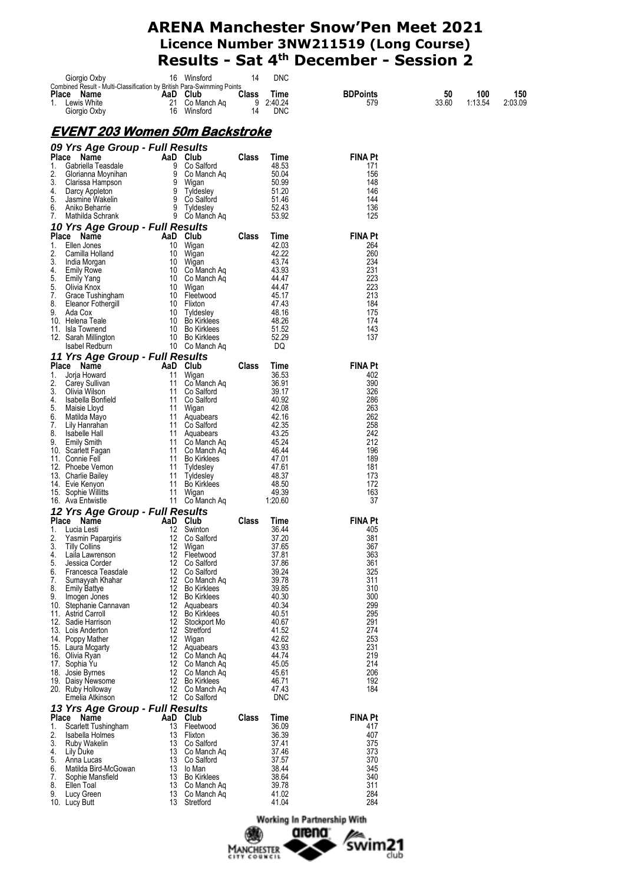# ARENA Manchester Snow'Pen Meet 2021

## Licence Number 3NW211519 (Long Course)

## Results - Sat 4th December - Session 2

| Place | Name | AaD | Club | Class | Time |
|---|---|---|---|---|---|
| | Giorgio Oxby | 16 | Winsford | 14 | DNC |

Combined Result - Multi-Classification by British Para-Swimming Points

| Place | Name | AaD | Club | Class | Time | BDPoints | 50 | 100 | 150 |
|---|---|---|---|---|---|---|---|---|---|
| 1. | Lewis White | 21 | Co Manch Aq | 9 | 2:40.24 | 579 | 33.60 | 1:13.54 | 2:03.09 |
| | Giorgio Oxby | 16 | Winsford | 14 | DNC | | | | |

## EVENT 203 Women 50m Backstroke

### 09 Yrs Age Group - Full Results

| Place | Name | AaD | Club | Class | Time | FINA Pt |
|---|---|---|---|---|---|---|
| 1. | Gabriella Teasdale | 9 | Co Salford | | 48.53 | 171 |
| 2. | Glorianna Moynihan | 9 | Co Manch Aq | | 50.04 | 156 |
| 3. | Clarissa Hampson | 9 | Wigan | | 50.99 | 148 |
| 4. | Darcy Appleton | 9 | Tyldesley | | 51.20 | 146 |
| 5. | Jasmine Wakelin | 9 | Co Salford | | 51.46 | 144 |
| 6. | Aniko Beharrie | 9 | Tyldesley | | 52.43 | 136 |
| 7. | Mathilda Schrank | 9 | Co Manch Aq | | 53.92 | 125 |

### 10 Yrs Age Group - Full Results

| Place | Name | AaD | Club | Class | Time | FINA Pt |
|---|---|---|---|---|---|---|
| 1. | Ellen Jones | 10 | Wigan | | 42.03 | 264 |
| 2. | Camilla Holland | 10 | Wigan | | 42.22 | 260 |
| 3. | India Morgan | 10 | Wigan | | 43.74 | 234 |
| 4. | Emily Rowe | 10 | Co Manch Aq | | 43.93 | 231 |
| 5. | Emily Yang | 10 | Co Manch Aq | | 44.47 | 223 |
| 5. | Olivia Knox | 10 | Wigan | | 44.47 | 223 |
| 7. | Grace Tushingham | 10 | Fleetwood | | 45.17 | 213 |
| 8. | Eleanor Fothergill | 10 | Flixton | | 47.43 | 184 |
| 9. | Ada Cox | 10 | Tyldesley | | 48.16 | 175 |
| 10. | Helena Teale | 10 | Bo Kirklees | | 48.26 | 174 |
| 11. | Isla Townend | 10 | Bo Kirklees | | 51.52 | 143 |
| 12. | Sarah Millington | 10 | Bo Kirklees | | 52.29 | 137 |
| | Isabel Redburn | 10 | Co Manch Aq | | DQ | |

### 11 Yrs Age Group - Full Results

| Place | Name | AaD | Club | Class | Time | FINA Pt |
|---|---|---|---|---|---|---|
| 1. | Jorja Howard | 11 | Wigan | | 36.53 | 402 |
| 2. | Carey Sullivan | 11 | Co Manch Aq | | 36.91 | 390 |
| 3. | Olivia Wilson | 11 | Co Salford | | 39.17 | 326 |
| 4. | Isabella Bonfield | 11 | Co Salford | | 40.92 | 286 |
| 5. | Maisie Lloyd | 11 | Wigan | | 42.08 | 263 |
| 6. | Matilda Mayo | 11 | Aquabears | | 42.16 | 262 |
| 7. | Lily Hanrahan | 11 | Co Salford | | 42.35 | 258 |
| 8. | Isabelle Hall | 11 | Aquabears | | 43.25 | 242 |
| 9. | Emily Smith | 11 | Co Manch Aq | | 45.24 | 212 |
| 10. | Scarlett Fagan | 11 | Co Manch Aq | | 46.44 | 196 |
| 11. | Connie Fell | 11 | Bo Kirklees | | 47.01 | 189 |
| 12. | Phoebe Vernon | 11 | Tyldesley | | 47.61 | 181 |
| 13. | Charlie Bailey | 11 | Tyldesley | | 48.37 | 173 |
| 14. | Evie Kenyon | 11 | Bo Kirklees | | 48.50 | 172 |
| 15. | Sophie Willitts | 11 | Wigan | | 49.39 | 163 |
| 16. | Ava Entwistle | 11 | Co Manch Aq | | 1:20.60 | 37 |

### 12 Yrs Age Group - Full Results

| Place | Name | AaD | Club | Class | Time | FINA Pt |
|---|---|---|---|---|---|---|
| 1. | Lucia Lesti | 12 | Swinton | | 36.44 | 405 |
| 2. | Yasmin Papargiris | 12 | Co Salford | | 37.20 | 381 |
| 3. | Tilly Collins | 12 | Wigan | | 37.65 | 367 |
| 4. | Laila Lawrenson | 12 | Fleetwood | | 37.81 | 363 |
| 5. | Jessica Corder | 12 | Co Salford | | 37.86 | 361 |
| 6. | Francesca Teasdale | 12 | Co Salford | | 39.24 | 325 |
| 7. | Sumayyah Khahar | 12 | Co Manch Aq | | 39.78 | 311 |
| 8. | Emily Battye | 12 | Bo Kirklees | | 39.85 | 310 |
| 9. | Imogen Jones | 12 | Bo Kirklees | | 40.30 | 300 |
| 10. | Stephanie Cannavan | 12 | Aquabears | | 40.34 | 299 |
| 11. | Astrid Carroll | 12 | Bo Kirklees | | 40.51 | 295 |
| 12. | Sadie Harrison | 12 | Stockport Mo | | 40.67 | 291 |
| 13. | Lois Anderton | 12 | Stretford | | 41.52 | 274 |
| 14. | Poppy Mather | 12 | Wigan | | 42.62 | 253 |
| 15. | Laura Mcgarty | 12 | Aquabears | | 43.93 | 231 |
| 16. | Olivia Ryan | 12 | Co Manch Aq | | 44.74 | 219 |
| 17. | Sophia Yu | 12 | Co Manch Aq | | 45.05 | 214 |
| 18. | Josie Byrnes | 12 | Co Manch Aq | | 45.61 | 206 |
| 19. | Daisy Newsome | 12 | Bo Kirklees | | 46.71 | 192 |
| 20. | Ruby Holloway | 12 | Co Manch Aq | | 47.43 | 184 |
| | Emelia Atkinson | 12 | Co Salford | | DNC | |

### 13 Yrs Age Group - Full Results

| Place | Name | AaD | Club | Class | Time | FINA Pt |
|---|---|---|---|---|---|---|
| 1. | Scarlett Tushingham | 13 | Fleetwood | | 36.09 | 417 |
| 2. | Isabella Holmes | 13 | Flixton | | 36.39 | 407 |
| 3. | Ruby Wakelin | 13 | Co Salford | | 37.41 | 375 |
| 4. | Lily Duke | 13 | Co Manch Aq | | 37.46 | 373 |
| 5. | Anna Lucas | 13 | Co Salford | | 37.57 | 370 |
| 6. | Matilda Bird-McGowan | 13 | Io Man | | 38.44 | 345 |
| 7. | Sophie Mansfield | 13 | Bo Kirklees | | 38.64 | 340 |
| 8. | Ellen Toal | 13 | Co Manch Aq | | 39.78 | 311 |
| 9. | Lucy Green | 13 | Co Manch Aq | | 41.02 | 284 |
| 10. | Lucy Butt | 13 | Stretford | | 41.04 | 284 |

Working In Partnership With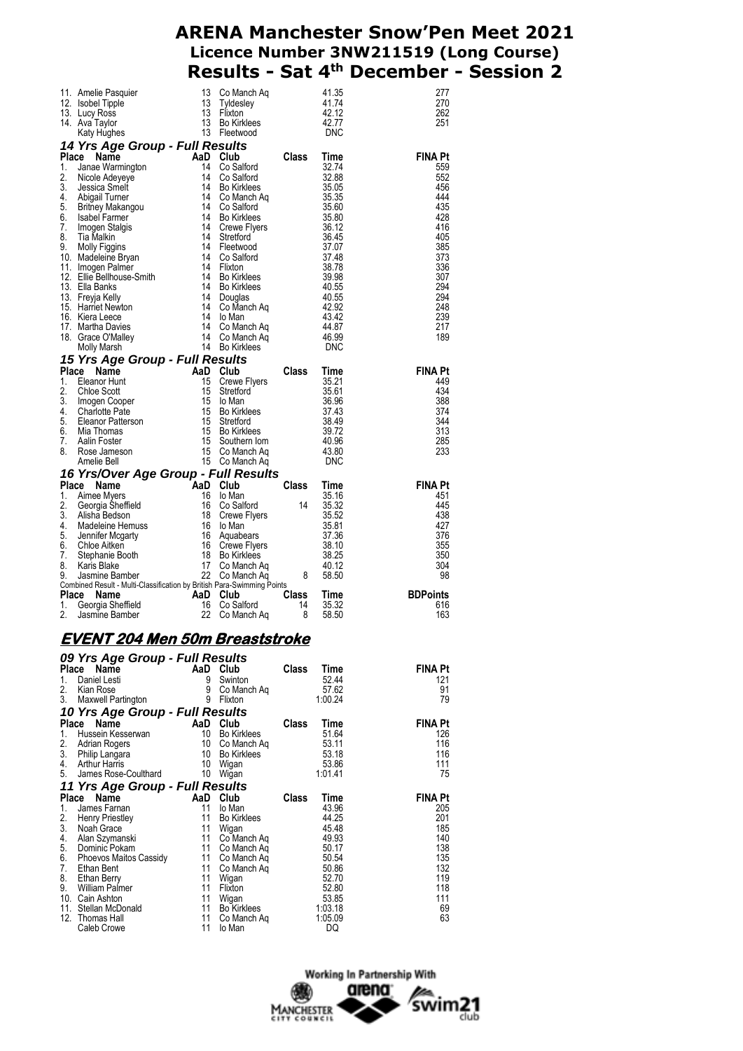# ARENA Manchester Snow'Pen Meet 2021
## Licence Number 3NW211519 (Long Course)
## Results - Sat 4th December - Session 2

| Place | Name | AaD | Club | Class | Time | FINA Pt |
|---|---|---|---|---|---|---|
| 11. | Amelie Pasquier | 13 | Co Manch Aq | | 41.35 | 277 |
| 12. | Isobel Tipple | 13 | Tyldesley | | 41.74 | 270 |
| 13. | Lucy Ross | 13 | Flixton | | 42.12 | 262 |
| 14. | Ava Taylor | 13 | Bo Kirklees | | 42.77 | 251 |
| | Katy Hughes | 13 | Fleetwood | | DNC | |

### 14 Yrs Age Group - Full Results

| Place | Name | AaD | Club | Class | Time | FINA Pt |
|---|---|---|---|---|---|---|
| 1. | Janae Warmington | 14 | Co Salford | | 32.74 | 559 |
| 2. | Nicole Adeyeye | 14 | Co Salford | | 32.88 | 552 |
| 3. | Jessica Smelt | 14 | Bo Kirklees | | 35.05 | 456 |
| 4. | Abigail Turner | 14 | Co Manch Aq | | 35.35 | 444 |
| 5. | Britney Makangou | 14 | Co Salford | | 35.60 | 435 |
| 6. | Isabel Farmer | 14 | Bo Kirklees | | 35.80 | 428 |
| 7. | Imogen Stalgis | 14 | Crewe Flyers | | 36.12 | 416 |
| 8. | Tia Malkin | 14 | Stretford | | 36.45 | 405 |
| 9. | Molly Figgins | 14 | Fleetwood | | 37.07 | 385 |
| 10. | Madeleine Bryan | 14 | Co Salford | | 37.48 | 373 |
| 11. | Imogen Palmer | 14 | Flixton | | 38.78 | 336 |
| 12. | Ellie Bellhouse-Smith | 14 | Bo Kirklees | | 39.98 | 307 |
| 13. | Ella Banks | 14 | Bo Kirklees | | 40.55 | 294 |
| 13. | Freyja Kelly | 14 | Douglas | | 40.55 | 294 |
| 15. | Harriet Newton | 14 | Co Manch Aq | | 42.92 | 248 |
| 16. | Kiera Leece | 14 | Io Man | | 43.42 | 239 |
| 17. | Martha Davies | 14 | Co Manch Aq | | 44.87 | 217 |
| 18. | Grace O'Malley | 14 | Co Manch Aq | | 46.99 | 189 |
| | Molly Marsh | 14 | Bo Kirklees | | DNC | |

### 15 Yrs Age Group - Full Results

| Place | Name | AaD | Club | Class | Time | FINA Pt |
|---|---|---|---|---|---|---|
| 1. | Eleanor Hunt | 15 | Crewe Flyers | | 35.21 | 449 |
| 2. | Chloe Scott | 15 | Stretford | | 35.61 | 434 |
| 3. | Imogen Cooper | 15 | Io Man | | 36.96 | 388 |
| 4. | Charlotte Pate | 15 | Bo Kirklees | | 37.43 | 374 |
| 5. | Eleanor Patterson | 15 | Stretford | | 38.49 | 344 |
| 6. | Mia Thomas | 15 | Bo Kirklees | | 39.72 | 313 |
| 7. | Aalin Foster | 15 | Southern Iom | | 40.96 | 285 |
| 8. | Rose Jameson | 15 | Co Manch Aq | | 43.80 | 233 |
| | Amelie Bell | 15 | Co Manch Aq | | DNC | |

### 16 Yrs/Over Age Group - Full Results

| Place | Name | AaD | Club | Class | Time | FINA Pt |
|---|---|---|---|---|---|---|
| 1. | Aimee Myers | 16 | Io Man | | 35.16 | 451 |
| 2. | Georgia Sheffield | 16 | Co Salford | 14 | 35.32 | 445 |
| 3. | Alisha Bedson | 18 | Crewe Flyers | | 35.52 | 438 |
| 4. | Madeleine Hemuss | 16 | Io Man | | 35.81 | 427 |
| 5. | Jennifer Mcgarty | 16 | Aquabears | | 37.36 | 376 |
| 6. | Chloe Aitken | 16 | Crewe Flyers | | 38.10 | 355 |
| 7. | Stephanie Booth | 18 | Bo Kirklees | | 38.25 | 350 |
| 8. | Karis Blake | 17 | Co Manch Aq | | 40.12 | 304 |
| 9. | Jasmine Bamber | 22 | Co Manch Aq | 8 | 58.50 | 98 |

Combined Result - Multi-Classification by British Para-Swimming Points

| Place | Name | AaD | Club | Class | Time | BDPoints |
|---|---|---|---|---|---|---|
| 1. | Georgia Sheffield | 16 | Co Salford | 14 | 35.32 | 616 |
| 2. | Jasmine Bamber | 22 | Co Manch Aq | 8 | 58.50 | 163 |

## EVENT 204 Men 50m Breaststroke

### 09 Yrs Age Group - Full Results

| Place | Name | AaD | Club | Class | Time | FINA Pt |
|---|---|---|---|---|---|---|
| 1. | Daniel Lesti | 9 | Swinton | | 52.44 | 121 |
| 2. | Kian Rose | 9 | Co Manch Aq | | 57.62 | 91 |
| 3. | Maxwell Partington | 9 | Flixton | | 1:00.24 | 79 |

### 10 Yrs Age Group - Full Results

| Place | Name | AaD | Club | Class | Time | FINA Pt |
|---|---|---|---|---|---|---|
| 1. | Hussein Kesserwan | 10 | Bo Kirklees | | 51.64 | 126 |
| 2. | Adrian Rogers | 10 | Co Manch Aq | | 53.11 | 116 |
| 3. | Philip Langara | 10 | Bo Kirklees | | 53.18 | 116 |
| 4. | Arthur Harris | 10 | Wigan | | 53.86 | 111 |
| 5. | James Rose-Coulthard | 10 | Wigan | | 1:01.41 | 75 |

### 11 Yrs Age Group - Full Results

| Place | Name | AaD | Club | Class | Time | FINA Pt |
|---|---|---|---|---|---|---|
| 1. | James Farnan | 11 | Io Man | | 43.96 | 205 |
| 2. | Henry Priestley | 11 | Bo Kirklees | | 44.25 | 201 |
| 3. | Noah Grace | 11 | Wigan | | 45.48 | 185 |
| 4. | Alan Szymanski | 11 | Co Manch Aq | | 49.93 | 140 |
| 5. | Dominic Pokam | 11 | Co Manch Aq | | 50.17 | 138 |
| 6. | Phoevos Maitos Cassidy | 11 | Co Manch Aq | | 50.54 | 135 |
| 7. | Ethan Bent | 11 | Co Manch Aq | | 50.86 | 132 |
| 8. | Ethan Berry | 11 | Wigan | | 52.70 | 119 |
| 9. | William Palmer | 11 | Flixton | | 52.80 | 118 |
| 10. | Cain Ashton | 11 | Wigan | | 53.85 | 111 |
| 11. | Stellan McDonald | 11 | Bo Kirklees | | 1:03.18 | 69 |
| 12. | Thomas Hall | 11 | Co Manch Aq | | 1:05.09 | 63 |
| | Caleb Crowe | 11 | Io Man | | DQ | |

Working In Partnership With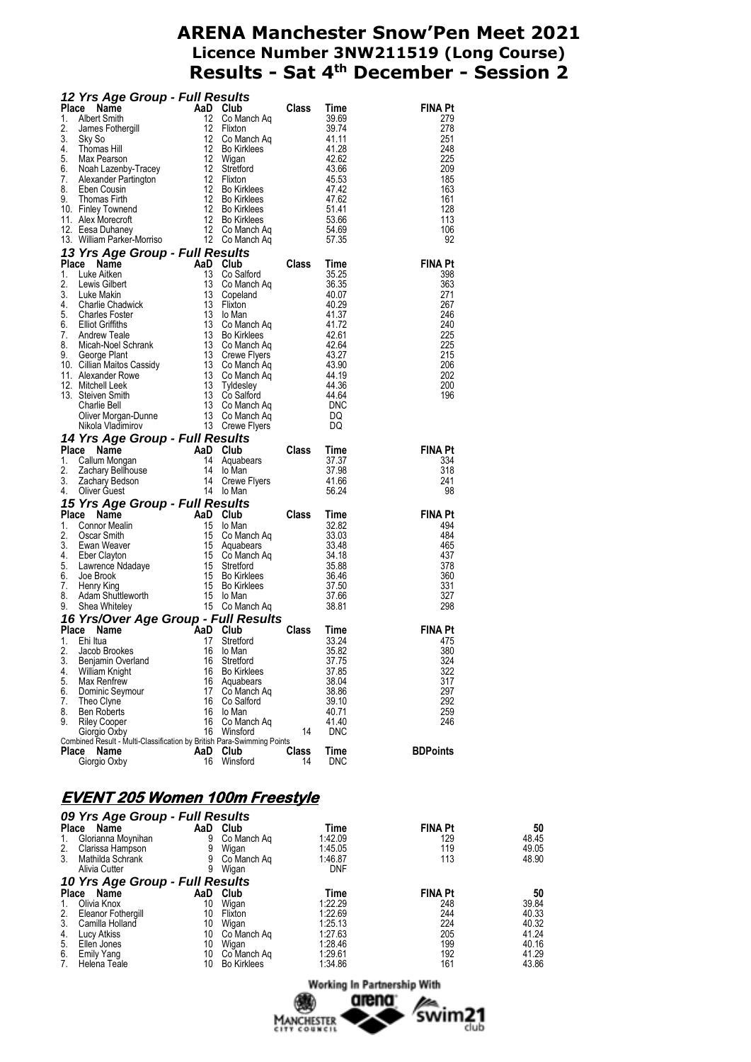# ARENA Manchester Snow'Pen Meet 2021
## Licence Number 3NW211519 (Long Course)
## Results - Sat 4th December - Session 2

### *12 Yrs Age Group - Full Results*

| Place | Name | AaD | Club | Class | Time | FINA Pt |
|---|---|---|---|---|---|---|
| 1. | Albert Smith | 12 | Co Manch Aq | | 39.69 | 279 |
| 2. | James Fothergill | 12 | Flixton | | 39.74 | 278 |
| 3. | Sky So | 12 | Co Manch Aq | | 41.11 | 251 |
| 4. | Thomas Hill | 12 | Bo Kirklees | | 41.28 | 248 |
| 5. | Max Pearson | 12 | Wigan | | 42.62 | 225 |
| 6. | Noah Lazenby-Tracey | 12 | Stretford | | 43.66 | 209 |
| 7. | Alexander Partington | 12 | Flixton | | 45.53 | 185 |
| 8. | Eben Cousin | 12 | Bo Kirklees | | 47.42 | 163 |
| 9. | Thomas Firth | 12 | Bo Kirklees | | 47.62 | 161 |
| 10. | Finley Townend | 12 | Bo Kirklees | | 51.41 | 128 |
| 11. | Alex Morecroft | 12 | Bo Kirklees | | 53.66 | 113 |
| 12. | Eesa Duhaney | 12 | Co Manch Aq | | 54.69 | 106 |
| 13. | William Parker-Morriso | 12 | Co Manch Aq | | 57.35 | 92 |

### *13 Yrs Age Group - Full Results*

| Place | Name | AaD | Club | Class | Time | FINA Pt |
|---|---|---|---|---|---|---|
| 1. | Luke Aitken | 13 | Co Salford | | 35.25 | 398 |
| 2. | Lewis Gilbert | 13 | Co Manch Aq | | 36.35 | 363 |
| 3. | Luke Makin | 13 | Copeland | | 40.07 | 271 |
| 4. | Charlie Chadwick | 13 | Flixton | | 40.29 | 267 |
| 5. | Charles Foster | 13 | Io Man | | 41.37 | 246 |
| 6. | Elliot Griffiths | 13 | Co Manch Aq | | 41.72 | 240 |
| 7. | Andrew Teale | 13 | Bo Kirklees | | 42.61 | 225 |
| 8. | Micah-Noel Schrank | 13 | Co Manch Aq | | 42.64 | 225 |
| 9. | George Plant | 13 | Crewe Flyers | | 43.27 | 215 |
| 10. | Cillian Maitos Cassidy | 13 | Co Manch Aq | | 43.90 | 206 |
| 11. | Alexander Rowe | 13 | Co Manch Aq | | 44.19 | 202 |
| 12. | Mitchell Leek | 13 | Tyldesley | | 44.36 | 200 |
| 13. | Steiven Smith | 13 | Co Salford | | 44.64 | 196 |
| | Charlie Bell | 13 | Co Manch Aq | | DNC | |
| | Oliver Morgan-Dunne | 13 | Co Manch Aq | | DQ | |
| | Nikola Vladimirov | 13 | Crewe Flyers | | DQ | |

### *14 Yrs Age Group - Full Results*

| Place | Name | AaD | Club | Class | Time | FINA Pt |
|---|---|---|---|---|---|---|
| 1. | Callum Mongan | 14 | Aquabears | | 37.37 | 334 |
| 2. | Zachary Bellhouse | 14 | Io Man | | 37.98 | 318 |
| 3. | Zachary Bedson | 14 | Crewe Flyers | | 41.66 | 241 |
| 4. | Oliver Guest | 14 | Io Man | | 56.24 | 98 |

### *15 Yrs Age Group - Full Results*

| Place | Name | AaD | Club | Class | Time | FINA Pt |
|---|---|---|---|---|---|---|
| 1. | Connor Mealin | 15 | Io Man | | 32.82 | 494 |
| 2. | Oscar Smith | 15 | Co Manch Aq | | 33.03 | 484 |
| 3. | Ewan Weaver | 15 | Aquabears | | 33.48 | 465 |
| 4. | Eber Clayton | 15 | Co Manch Aq | | 34.18 | 437 |
| 5. | Lawrence Ndadaye | 15 | Stretford | | 35.88 | 378 |
| 6. | Joe Brook | 15 | Bo Kirklees | | 36.46 | 360 |
| 7. | Henry King | 15 | Bo Kirklees | | 37.50 | 331 |
| 8. | Adam Shuttleworth | 15 | Io Man | | 37.66 | 327 |
| 9. | Shea Whiteley | 15 | Co Manch Aq | | 38.81 | 298 |

### *16 Yrs/Over Age Group - Full Results*

| Place | Name | AaD | Club | Class | Time | FINA Pt |
|---|---|---|---|---|---|---|
| 1. | Ehi Itua | 17 | Stretford | | 33.24 | 475 |
| 2. | Jacob Brookes | 16 | Io Man | | 35.82 | 380 |
| 3. | Benjamin Overland | 16 | Stretford | | 37.75 | 324 |
| 4. | William Knight | 16 | Bo Kirklees | | 37.85 | 322 |
| 5. | Max Renfrew | 16 | Aquabears | | 38.04 | 317 |
| 6. | Dominic Seymour | 17 | Co Manch Aq | | 38.86 | 297 |
| 7. | Theo Clyne | 16 | Co Salford | | 39.10 | 292 |
| 8. | Ben Roberts | 16 | Io Man | | 40.71 | 259 |
| 9. | Riley Cooper | 16 | Co Manch Aq | | 41.40 | 246 |
| | Giorgio Oxby | 16 | Winsford | 14 | DNC | |

Combined Result - Multi-Classification by British Para-Swimming Points

| Place | Name | AaD | Club | Class | Time | BDPoints |
|---|---|---|---|---|---|---|
| | Giorgio Oxby | 16 | Winsford | 14 | DNC | |

## EVENT 205 Women 100m Freestyle

### *09 Yrs Age Group - Full Results*

| Place | Name | AaD | Club | Time | FINA Pt | 50 |
|---|---|---|---|---|---|---|
| 1. | Glorianna Moynihan | 9 | Co Manch Aq | 1:42.09 | 129 | 48.45 |
| 2. | Clarissa Hampson | 9 | Wigan | 1:45.05 | 119 | 49.05 |
| 3. | Mathilda Schrank | 9 | Co Manch Aq | 1:46.87 | 113 | 48.90 |
| | Alivia Cutter | 9 | Wigan | DNF | | |

### *10 Yrs Age Group - Full Results*

| Place | Name | AaD | Club | Time | FINA Pt | 50 |
|---|---|---|---|---|---|---|
| 1. | Olivia Knox | 10 | Wigan | 1:22.29 | 248 | 39.84 |
| 2. | Eleanor Fothergill | 10 | Flixton | 1:22.69 | 244 | 40.33 |
| 3. | Camilla Holland | 10 | Wigan | 1:25.13 | 224 | 40.32 |
| 4. | Lucy Atkiss | 10 | Co Manch Aq | 1:27.63 | 205 | 41.24 |
| 5. | Ellen Jones | 10 | Wigan | 1:28.46 | 199 | 40.16 |
| 6. | Emily Yang | 10 | Co Manch Aq | 1:29.61 | 192 | 41.29 |
| 7. | Helena Teale | 10 | Bo Kirklees | 1:34.86 | 161 | 43.86 |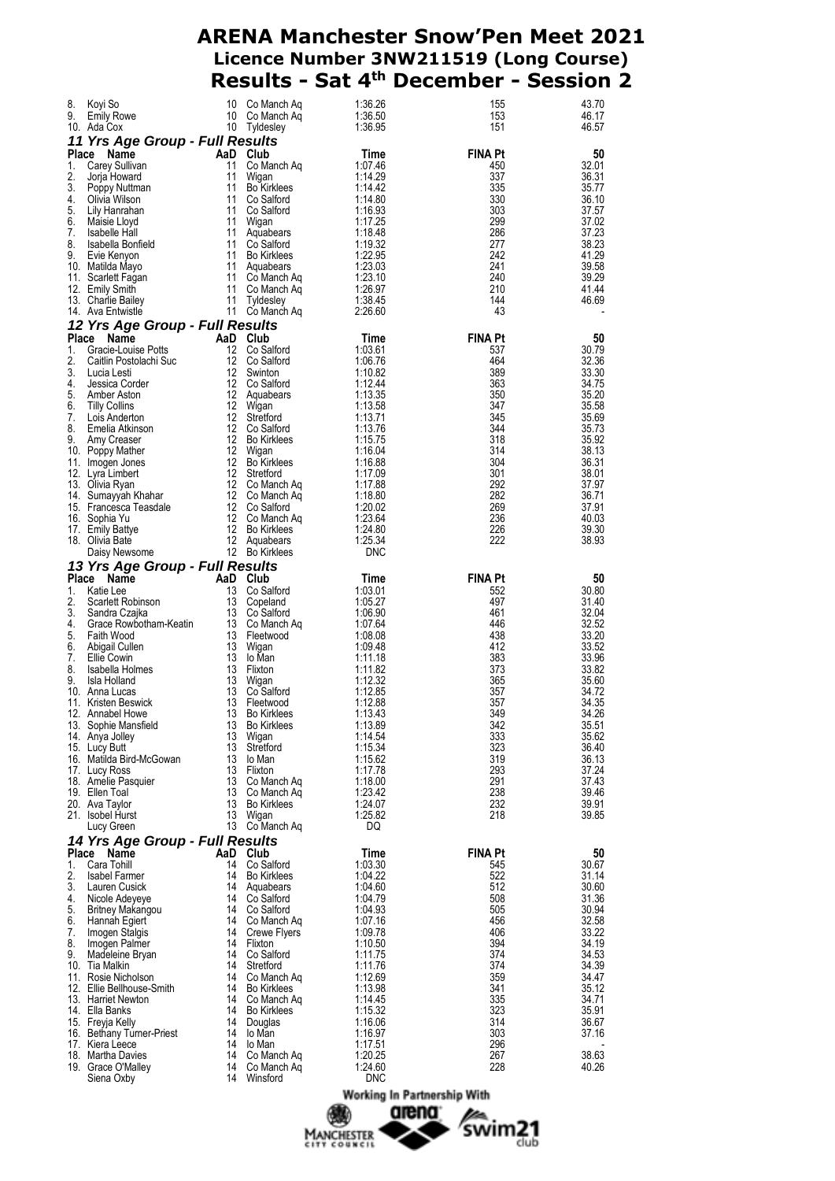# ARENA Manchester Snow'Pen Meet 2021
## Licence Number 3NW211519 (Long Course)
## Results - Sat 4th December - Session 2

| Place | Name | AaD | Club | Time | FINA Pt | 50 |
|---|---|---|---|---|---|---|
| 8. | Koyi So | 10 | Co Manch Aq | 1:36.26 | 155 | 43.70 |
| 9. | Emily Rowe | 10 | Co Manch Aq | 1:36.50 | 153 | 46.17 |
| 10. | Ada Cox | 10 | Tyldesley | 1:36.95 | 151 | 46.57 |

### 11 Yrs Age Group - Full Results

| Place | Name | AaD | Club | Time | FINA Pt | 50 |
|---|---|---|---|---|---|---|
| 1. | Carey Sullivan | 11 | Co Manch Aq | 1:07.46 | 450 | 32.01 |
| 2. | Jorja Howard | 11 | Wigan | 1:14.29 | 337 | 36.31 |
| 3. | Poppy Nuttman | 11 | Bo Kirklees | 1:14.42 | 335 | 35.77 |
| 4. | Olivia Wilson | 11 | Co Salford | 1:14.80 | 330 | 36.10 |
| 5. | Lily Hanrahan | 11 | Co Salford | 1:16.93 | 303 | 37.57 |
| 6. | Maisie Lloyd | 11 | Wigan | 1:17.25 | 299 | 37.02 |
| 7. | Isabelle Hall | 11 | Aquabears | 1:18.48 | 286 | 37.23 |
| 8. | Isabella Bonfield | 11 | Co Salford | 1:19.32 | 277 | 38.23 |
| 9. | Evie Kenyon | 11 | Bo Kirklees | 1:22.95 | 242 | 41.29 |
| 10. | Matilda Mayo | 11 | Aquabears | 1:23.03 | 241 | 39.58 |
| 11. | Scarlett Fagan | 11 | Co Manch Aq | 1:23.10 | 240 | 39.29 |
| 12. | Emily Smith | 11 | Co Manch Aq | 1:26.97 | 210 | 41.44 |
| 13. | Charlie Bailey | 11 | Tyldesley | 1:38.45 | 144 | 46.69 |
| 14. | Ava Entwistle | 11 | Co Manch Aq | 2:26.60 | 43 | - |

### 12 Yrs Age Group - Full Results

| Place | Name | AaD | Club | Time | FINA Pt | 50 |
|---|---|---|---|---|---|---|
| 1. | Gracie-Louise Potts | 12 | Co Salford | 1:03.61 | 537 | 30.79 |
| 2. | Caitlin Postolachi Suc | 12 | Co Salford | 1:06.76 | 464 | 32.36 |
| 3. | Lucia Lesti | 12 | Swinton | 1:10.82 | 389 | 33.30 |
| 4. | Jessica Corder | 12 | Co Salford | 1:12.44 | 363 | 34.75 |
| 5. | Amber Aston | 12 | Aquabears | 1:13.35 | 350 | 35.20 |
| 6. | Tilly Collins | 12 | Wigan | 1:13.58 | 347 | 35.58 |
| 7. | Lois Anderton | 12 | Stretford | 1:13.71 | 345 | 35.69 |
| 8. | Emelia Atkinson | 12 | Co Salford | 1:13.76 | 344 | 35.73 |
| 9. | Amy Creaser | 12 | Bo Kirklees | 1:15.75 | 318 | 35.92 |
| 10. | Poppy Mather | 12 | Wigan | 1:16.04 | 314 | 38.13 |
| 11. | Imogen Jones | 12 | Bo Kirklees | 1:16.88 | 304 | 36.31 |
| 12. | Lyra Limbert | 12 | Stretford | 1:17.09 | 301 | 38.01 |
| 13. | Olivia Ryan | 12 | Co Manch Aq | 1:17.88 | 292 | 37.97 |
| 14. | Sumayyah Khahar | 12 | Co Manch Aq | 1:18.80 | 282 | 36.71 |
| 15. | Francesca Teasdale | 12 | Co Salford | 1:20.02 | 269 | 37.91 |
| 16. | Sophia Yu | 12 | Co Manch Aq | 1:23.64 | 236 | 40.03 |
| 17. | Emily Battye | 12 | Bo Kirklees | 1:24.80 | 226 | 39.30 |
| 18. | Olivia Bate | 12 | Aquabears | 1:25.34 | 222 | 38.93 |
| | Daisy Newsome | 12 | Bo Kirklees | DNC | | |

### 13 Yrs Age Group - Full Results

| Place | Name | AaD | Club | Time | FINA Pt | 50 |
|---|---|---|---|---|---|---|
| 1. | Katie Lee | 13 | Co Salford | 1:03.01 | 552 | 30.80 |
| 2. | Scarlett Robinson | 13 | Copeland | 1:05.27 | 497 | 31.40 |
| 3. | Sandra Czajka | 13 | Co Salford | 1:06.90 | 461 | 32.04 |
| 4. | Grace Rowbotham-Keatin | 13 | Co Manch Aq | 1:07.64 | 446 | 32.52 |
| 5. | Faith Wood | 13 | Fleetwood | 1:08.08 | 438 | 33.20 |
| 6. | Abigail Cullen | 13 | Wigan | 1:09.48 | 412 | 33.52 |
| 7. | Ellie Cowin | 13 | Io Man | 1:11.18 | 383 | 33.96 |
| 8. | Isabella Holmes | 13 | Flixton | 1:11.82 | 373 | 33.82 |
| 9. | Isla Holland | 13 | Wigan | 1:12.32 | 365 | 35.60 |
| 10. | Anna Lucas | 13 | Co Salford | 1:12.85 | 357 | 34.72 |
| 11. | Kristen Beswick | 13 | Fleetwood | 1:12.88 | 357 | 34.35 |
| 12. | Annabel Howe | 13 | Bo Kirklees | 1:13.43 | 349 | 34.26 |
| 13. | Sophie Mansfield | 13 | Bo Kirklees | 1:13.89 | 342 | 35.51 |
| 14. | Anya Jolley | 13 | Wigan | 1:14.54 | 333 | 35.62 |
| 15. | Lucy Butt | 13 | Stretford | 1:15.34 | 323 | 36.40 |
| 16. | Matilda Bird-McGowan | 13 | Io Man | 1:15.62 | 319 | 36.13 |
| 17. | Lucy Ross | 13 | Flixton | 1:17.78 | 293 | 37.24 |
| 18. | Amelie Pasquier | 13 | Co Manch Aq | 1:18.00 | 291 | 37.43 |
| 19. | Ellen Toal | 13 | Co Manch Aq | 1:23.42 | 238 | 39.46 |
| 20. | Ava Taylor | 13 | Bo Kirklees | 1:24.07 | 232 | 39.91 |
| 21. | Isobel Hurst | 13 | Wigan | 1:25.82 | 218 | 39.85 |
| | Lucy Green | 13 | Co Manch Aq | DQ | | |

### 14 Yrs Age Group - Full Results

| Place | Name | AaD | Club | Time | FINA Pt | 50 |
|---|---|---|---|---|---|---|
| 1. | Cara Tohill | 14 | Co Salford | 1:03.30 | 545 | 30.67 |
| 2. | Isabel Farmer | 14 | Bo Kirklees | 1:04.22 | 522 | 31.14 |
| 3. | Lauren Cusick | 14 | Aquabears | 1:04.60 | 512 | 30.60 |
| 4. | Nicole Adeyeye | 14 | Co Salford | 1:04.79 | 508 | 31.36 |
| 5. | Britney Makangou | 14 | Co Salford | 1:04.93 | 505 | 30.94 |
| 6. | Hannah Egiert | 14 | Co Manch Aq | 1:07.16 | 456 | 32.58 |
| 7. | Imogen Stalgis | 14 | Crewe Flyers | 1:09.78 | 406 | 33.22 |
| 8. | Imogen Palmer | 14 | Flixton | 1:10.50 | 394 | 34.19 |
| 9. | Madeleine Bryan | 14 | Co Salford | 1:11.75 | 374 | 34.53 |
| 10. | Tia Malkin | 14 | Stretford | 1:11.76 | 374 | 34.39 |
| 11. | Rosie Nicholson | 14 | Co Manch Aq | 1:12.69 | 359 | 34.47 |
| 12. | Ellie Bellhouse-Smith | 14 | Bo Kirklees | 1:13.98 | 341 | 35.12 |
| 13. | Harriet Newton | 14 | Co Manch Aq | 1:14.45 | 335 | 34.71 |
| 14. | Ella Banks | 14 | Bo Kirklees | 1:15.32 | 323 | 35.91 |
| 15. | Freyja Kelly | 14 | Douglas | 1:16.06 | 314 | 36.67 |
| 16. | Bethany Turner-Priest | 14 | Io Man | 1:16.97 | 303 | 37.16 |
| 17. | Kiera Leece | 14 | Io Man | 1:17.51 | 296 | - |
| 18. | Martha Davies | 14 | Co Manch Aq | 1:20.25 | 267 | 38.63 |
| 19. | Grace O'Malley | 14 | Co Manch Aq | 1:24.60 | 228 | 40.26 |
| | Siena Oxby | 14 | Winsford | DNC | | |

Working In Partnership With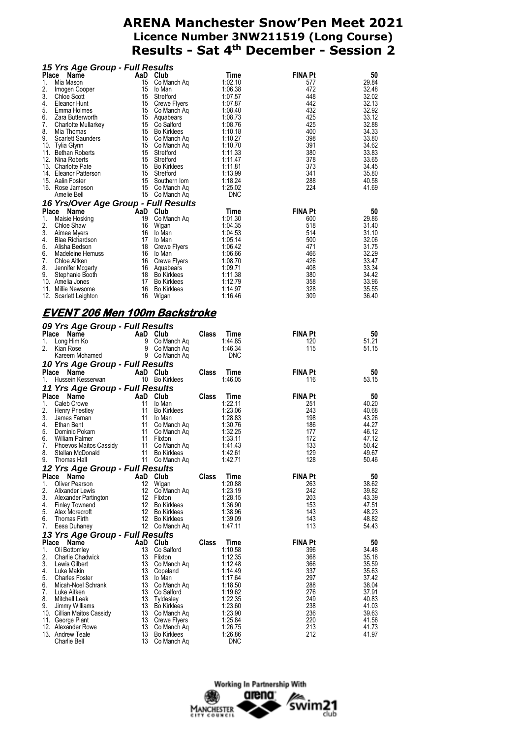# ARENA Manchester Snow'Pen Meet 2021
## Licence Number 3NW211519 (Long Course)
## Results - Sat 4th December - Session 2

### 15 Yrs Age Group - Full Results

| Place | Name | AaD | Club | Time | FINA Pt | 50 |
|---|---|---|---|---|---|---|
| 1. | Mia Mason | 15 | Co Manch Aq | 1:02.10 | 577 | 29.84 |
| 2. | Imogen Cooper | 15 | Io Man | 1:06.38 | 472 | 32.48 |
| 3. | Chloe Scott | 15 | Stretford | 1:07.57 | 448 | 32.02 |
| 4. | Eleanor Hunt | 15 | Crewe Flyers | 1:07.87 | 442 | 32.13 |
| 5. | Emma Holmes | 15 | Co Manch Aq | 1:08.40 | 432 | 32.92 |
| 6. | Zara Butterworth | 15 | Aquabears | 1:08.73 | 425 | 33.12 |
| 7. | Charlotte Mullarkey | 15 | Co Salford | 1:08.76 | 425 | 32.88 |
| 8. | Mia Thomas | 15 | Bo Kirklees | 1:10.18 | 400 | 34.33 |
| 9. | Scarlett Saunders | 15 | Co Manch Aq | 1:10.27 | 398 | 33.80 |
| 10. | Tylia Glynn | 15 | Co Manch Aq | 1:10.70 | 391 | 34.62 |
| 11. | Bethan Roberts | 15 | Stretford | 1:11.33 | 380 | 33.83 |
| 12. | Nina Roberts | 15 | Stretford | 1:11.47 | 378 | 33.65 |
| 13. | Charlotte Pate | 15 | Bo Kirklees | 1:11.81 | 373 | 34.45 |
| 14. | Eleanor Patterson | 15 | Stretford | 1:13.99 | 341 | 35.80 |
| 15. | Aalin Foster | 15 | Southern Iom | 1:18.24 | 288 | 40.58 |
| 16. | Rose Jameson | 15 | Co Manch Aq | 1:25.02 | 224 | 41.69 |
| | Amelie Bell | 15 | Co Manch Aq | DNC | | |

### 16 Yrs/Over Age Group - Full Results

| Place | Name | AaD | Club | Time | FINA Pt | 50 |
|---|---|---|---|---|---|---|
| 1. | Maisie Hosking | 19 | Co Manch Aq | 1:01.30 | 600 | 29.86 |
| 2. | Chloe Shaw | 16 | Wigan | 1:04.35 | 518 | 31.40 |
| 3. | Aimee Myers | 16 | Io Man | 1:04.53 | 514 | 31.10 |
| 4. | Blae Richardson | 17 | Io Man | 1:05.14 | 500 | 32.06 |
| 5. | Alisha Bedson | 18 | Crewe Flyers | 1:06.42 | 471 | 31.75 |
| 6. | Madeleine Hemuss | 16 | Io Man | 1:06.66 | 466 | 32.29 |
| 7. | Chloe Aitken | 16 | Crewe Flyers | 1:08.70 | 426 | 33.47 |
| 8. | Jennifer Mcgarty | 16 | Aquabears | 1:09.71 | 408 | 33.34 |
| 9. | Stephanie Booth | 18 | Bo Kirklees | 1:11.38 | 380 | 34.42 |
| 10. | Amelia Jones | 17 | Bo Kirklees | 1:12.79 | 358 | 33.96 |
| 11. | Millie Newsome | 16 | Bo Kirklees | 1:14.97 | 328 | 35.55 |
| 12. | Scarlett Leighton | 16 | Wigan | 1:16.46 | 309 | 36.40 |

## EVENT 206 Men 100m Backstroke

### 09 Yrs Age Group - Full Results

| Place | Name | AaD | Club | Class | Time | FINA Pt | 50 |
|---|---|---|---|---|---|---|---|
| 1. | Long Him Ko | 9 | Co Manch Aq | | 1:44.85 | 120 | 51.21 |
| 2. | Kian Rose | 9 | Co Manch Aq | | 1:46.34 | 115 | 51.15 |
| | Kareem Mohamed | 9 | Co Manch Aq | | DNC | | |

### 10 Yrs Age Group - Full Results

| Place | Name | AaD | Club | Class | Time | FINA Pt | 50 |
|---|---|---|---|---|---|---|---|
| 1. | Hussein Kesserwan | 10 | Bo Kirklees | | 1:46.05 | 116 | 53.15 |

### 11 Yrs Age Group - Full Results

| Place | Name | AaD | Club | Class | Time | FINA Pt | 50 |
|---|---|---|---|---|---|---|---|
| 1. | Caleb Crowe | 11 | Io Man | | 1:22.11 | 251 | 40.20 |
| 2. | Henry Priestley | 11 | Bo Kirklees | | 1:23.06 | 243 | 40.68 |
| 3. | James Farnan | 11 | Io Man | | 1:28.83 | 198 | 43.26 |
| 4. | Ethan Bent | 11 | Co Manch Aq | | 1:30.76 | 186 | 44.27 |
| 5. | Dominic Pokam | 11 | Co Manch Aq | | 1:32.25 | 177 | 46.12 |
| 6. | William Palmer | 11 | Flixton | | 1:33.11 | 172 | 47.12 |
| 7. | Phoevos Maitos Cassidy | 11 | Co Manch Aq | | 1:41.43 | 133 | 50.42 |
| 8. | Stellan McDonald | 11 | Bo Kirklees | | 1:42.61 | 129 | 49.67 |
| 9. | Thomas Hall | 11 | Co Manch Aq | | 1:42.71 | 128 | 50.46 |

### 12 Yrs Age Group - Full Results

| Place | Name | AaD | Club | Class | Time | FINA Pt | 50 |
|---|---|---|---|---|---|---|---|
| 1. | Oliver Pearson | 12 | Wigan | | 1:20.88 | 263 | 38.62 |
| 2. | Alixander Lewis | 12 | Co Manch Aq | | 1:23.19 | 242 | 39.82 |
| 3. | Alexander Partington | 12 | Flixton | | 1:28.15 | 203 | 43.39 |
| 4. | Finley Townend | 12 | Bo Kirklees | | 1:36.90 | 153 | 47.51 |
| 5. | Alex Morecroft | 12 | Bo Kirklees | | 1:38.96 | 143 | 48.23 |
| 6. | Thomas Firth | 12 | Bo Kirklees | | 1:39.09 | 143 | 48.82 |
| 7. | Eesa Duhaney | 12 | Co Manch Aq | | 1:47.11 | 113 | 54.43 |

### 13 Yrs Age Group - Full Results

| Place | Name | AaD | Club | Class | Time | FINA Pt | 50 |
|---|---|---|---|---|---|---|---|
| 1. | Oli Bottomley | 13 | Co Salford | | 1:10.58 | 396 | 34.48 |
| 2. | Charlie Chadwick | 13 | Flixton | | 1:12.35 | 368 | 35.16 |
| 3. | Lewis Gilbert | 13 | Co Manch Aq | | 1:12.48 | 366 | 35.59 |
| 4. | Luke Makin | 13 | Copeland | | 1:14.49 | 337 | 35.63 |
| 5. | Charles Foster | 13 | Io Man | | 1:17.64 | 297 | 37.42 |
| 6. | Micah-Noel Schrank | 13 | Co Manch Aq | | 1:18.50 | 288 | 38.04 |
| 7. | Luke Aitken | 13 | Co Salford | | 1:19.62 | 276 | 37.91 |
| 8. | Mitchell Leek | 13 | Tyldesley | | 1:22.35 | 249 | 40.83 |
| 9. | Jimmy Williams | 13 | Bo Kirklees | | 1:23.60 | 238 | 41.03 |
| 10. | Cillian Maitos Cassidy | 13 | Co Manch Aq | | 1:23.90 | 236 | 39.63 |
| 11. | George Plant | 13 | Crewe Flyers | | 1:25.84 | 220 | 41.56 |
| 12. | Alexander Rowe | 13 | Co Manch Aq | | 1:26.75 | 213 | 41.73 |
| 13. | Andrew Teale | 13 | Bo Kirklees | | 1:26.86 | 212 | 41.97 |
| | Charlie Bell | 13 | Co Manch Aq | | DNC | | |

Working In Partnership With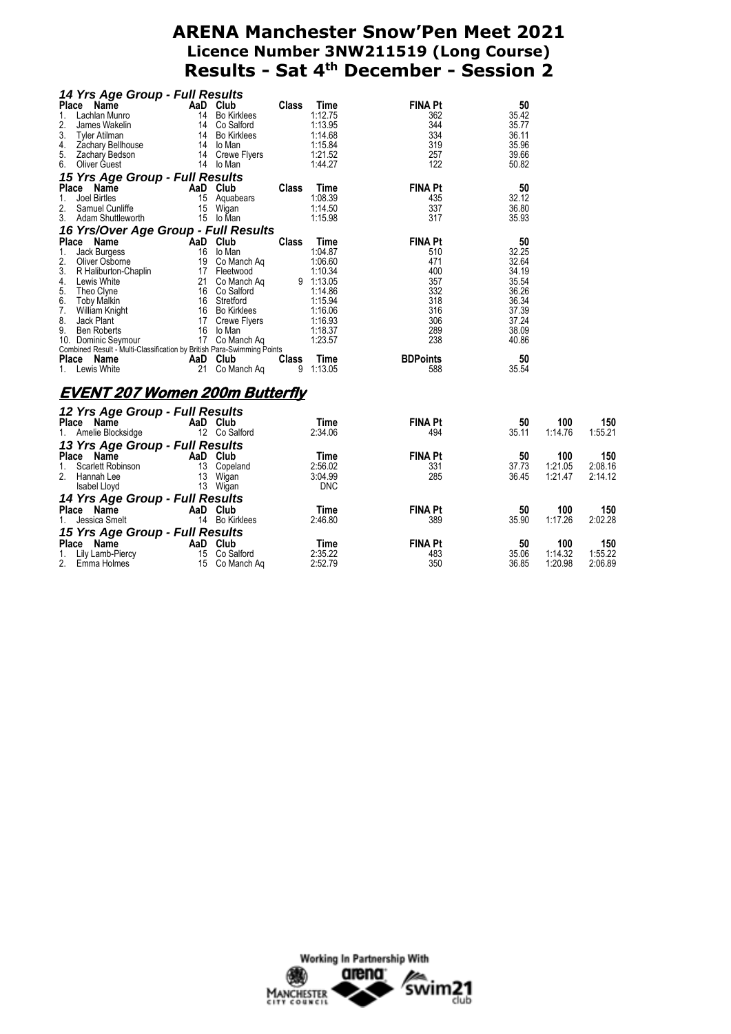# ARENA Manchester Snow'Pen Meet 2021

## Licence Number 3NW211519 (Long Course)

## Results - Sat 4th December - Session 2

### *14 Yrs Age Group - Full Results*

| Place | Name | AaD | Club | Class | Time | FINA Pt | 50 |
|---|---|---|---|---|---|---|---|
| 1. | Lachlan Munro | 14 | Bo Kirklees | | 1:12.75 | 362 | 35.42 |
| 2. | James Wakelin | 14 | Co Salford | | 1:13.95 | 344 | 35.77 |
| 3. | Tyler Atilman | 14 | Bo Kirklees | | 1:14.68 | 334 | 36.11 |
| 4. | Zachary Bellhouse | 14 | Io Man | | 1:15.84 | 319 | 35.96 |
| 5. | Zachary Bedson | 14 | Crewe Flyers | | 1:21.52 | 257 | 39.66 |
| 6. | Oliver Guest | 14 | Io Man | | 1:44.27 | 122 | 50.82 |

### *15 Yrs Age Group - Full Results*

| Place | Name | AaD | Club | Class | Time | FINA Pt | 50 |
|---|---|---|---|---|---|---|---|
| 1. | Joel Birtles | 15 | Aquabears | | 1:08.39 | 435 | 32.12 |
| 2. | Samuel Cunliffe | 15 | Wigan | | 1:14.50 | 337 | 36.80 |
| 3. | Adam Shuttleworth | 15 | Io Man | | 1:15.98 | 317 | 35.93 |

### *16 Yrs/Over Age Group - Full Results*

| Place | Name | AaD | Club | Class | Time | FINA Pt | 50 |
|---|---|---|---|---|---|---|---|
| 1. | Jack Burgess | 16 | Io Man | | 1:04.87 | 510 | 32.25 |
| 2. | Oliver Osborne | 19 | Co Manch Aq | | 1:06.60 | 471 | 32.64 |
| 3. | R Haliburton-Chaplin | 17 | Fleetwood | | 1:10.34 | 400 | 34.19 |
| 4. | Lewis White | 21 | Co Manch Aq | 9 | 1:13.05 | 357 | 35.54 |
| 5. | Theo Clyne | 16 | Co Salford | | 1:14.86 | 332 | 36.26 |
| 6. | Toby Malkin | 16 | Stretford | | 1:15.94 | 318 | 36.34 |
| 7. | William Knight | 16 | Bo Kirklees | | 1:16.06 | 316 | 37.39 |
| 8. | Jack Plant | 17 | Crewe Flyers | | 1:16.93 | 306 | 37.24 |
| 9. | Ben Roberts | 16 | Io Man | | 1:18.37 | 289 | 38.09 |
| 10. | Dominic Seymour | 17 | Co Manch Aq | | 1:23.57 | 238 | 40.86 |

Combined Result - Multi-Classification by British Para-Swimming Points

| Place | Name | AaD | Club | Class | Time | BDPoints | 50 |
|---|---|---|---|---|---|---|---|
| 1. | Lewis White | 21 | Co Manch Aq | 9 | 1:13.05 | 588 | 35.54 |

## *EVENT 207 Women 200m Butterfly*

### *12 Yrs Age Group - Full Results*

| Place | Name | AaD | Club | Time | FINA Pt | 50 | 100 | 150 |
|---|---|---|---|---|---|---|---|---|
| 1. | Amelie Blocksidge | 12 | Co Salford | 2:34.06 | 494 | 35.11 | 1:14.76 | 1:55.21 |

### *13 Yrs Age Group - Full Results*

| Place | Name | AaD | Club | Time | FINA Pt | 50 | 100 | 150 |
|---|---|---|---|---|---|---|---|---|
| 1. | Scarlett Robinson | 13 | Copeland | 2:56.02 | 331 | 37.73 | 1:21.05 | 2:08.16 |
| 2. | Hannah Lee | 13 | Wigan | 3:04.99 | 285 | 36.45 | 1:21.47 | 2:14.12 |
| | Isabel Lloyd | 13 | Wigan | DNC | | | | |

### *14 Yrs Age Group - Full Results*

| Place | Name | AaD | Club | Time | FINA Pt | 50 | 100 | 150 |
|---|---|---|---|---|---|---|---|---|
| 1. | Jessica Smelt | 14 | Bo Kirklees | 2:46.80 | 389 | 35.90 | 1:17.26 | 2:02.28 |

### *15 Yrs Age Group - Full Results*

| Place | Name | AaD | Club | Time | FINA Pt | 50 | 100 | 150 |
|---|---|---|---|---|---|---|---|---|
| 1. | Lily Lamb-Piercy | 15 | Co Salford | 2:35.22 | 483 | 35.06 | 1:14.32 | 1:55.22 |
| 2. | Emma Holmes | 15 | Co Manch Aq | 2:52.79 | 350 | 36.85 | 1:20.98 | 2:06.89 |

Working In Partnership With